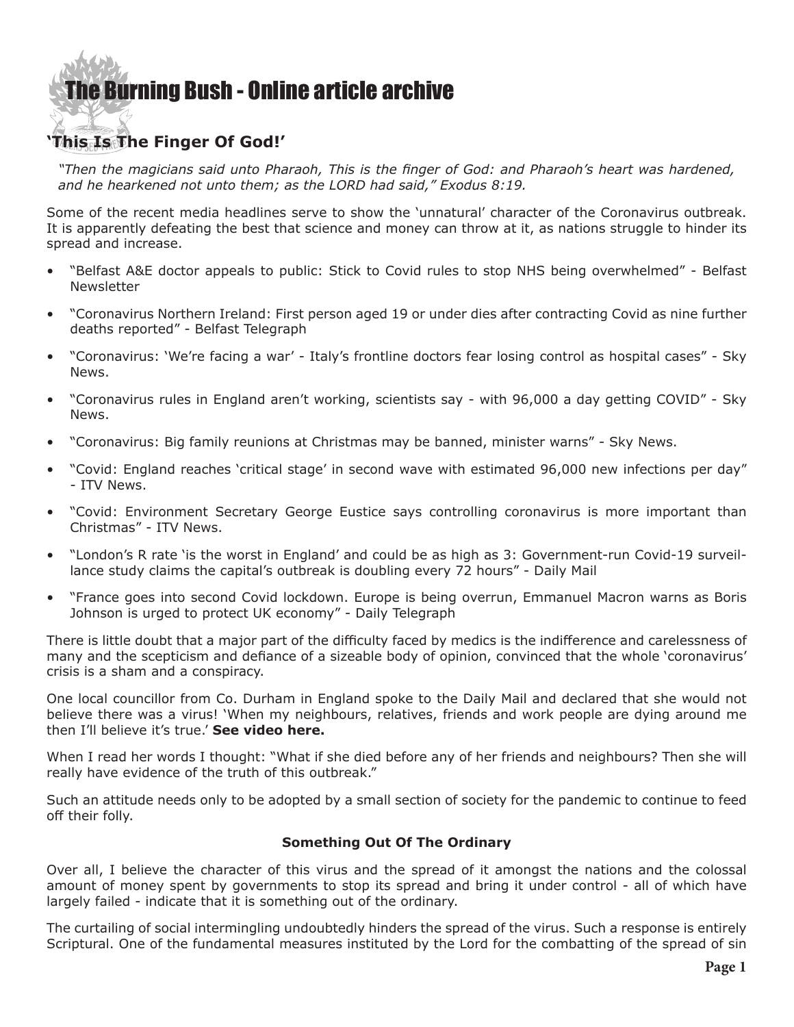# The Burning Bush - Online article archive

## 'This Is The Finger Of God!'

*"Then the magicians said unto Pharaoh, This is the finger of God: and Pharaoh's heart was hardened, and he hearkened not unto them; as the LORD had said," Exodus 8:19.*

Some of the recent media headlines serve to show the 'unnatural' character of the Coronavirus outbreak. It is apparently defeating the best that science and money can throw at it, as nations struggle to hinder its spread and increase.

- "Belfast A&E doctor appeals to public: Stick to Covid rules to stop NHS being overwhelmed" - Belfast Newsletter
- "Coronavirus Northern Ireland: First person aged 19 or under dies after contracting Covid as nine further deaths reported" - Belfast Telegraph
- "Coronavirus: 'We're facing a war' - Italy's frontline doctors fear losing control as hospital cases" - Sky News.
- "Coronavirus rules in England aren't working, scientists say - with 96,000 a day getting COVID" - Sky News.
- "Coronavirus: Big family reunions at Christmas may be banned, minister warns" - Sky News.
- "Covid: England reaches 'critical stage' in second wave with estimated 96,000 new infections per day" - ITV News.
- "Covid: Environment Secretary George Eustice says controlling coronavirus is more important than Christmas" - ITV News.
- "London's R rate 'is the worst in England' and could be as high as 3: Government-run Covid-19 surveillance study claims the capital's outbreak is doubling every 72 hours" - Daily Mail
- "France goes into second Covid lockdown. Europe is being overrun, Emmanuel Macron warns as Boris Johnson is urged to protect UK economy" - Daily Telegraph

There is little doubt that a major part of the difficulty faced by medics is the indifference and carelessness of many and the scepticism and defiance of a sizeable body of opinion, convinced that the whole 'coronavirus' crisis is a sham and a conspiracy.

One local councillor from Co. Durham in England spoke to the Daily Mail and declared that she would not believe there was a virus! 'When my neighbours, relatives, friends and work people are dying around me then I'll believe it's true.' **See video here.**

When I read her words I thought: "What if she died before any of her friends and neighbours? Then she will really have evidence of the truth of this outbreak."

Such an attitude needs only to be adopted by a small section of society for the pandemic to continue to feed off their folly.

### Something Out Of The Ordinary

Over all, I believe the character of this virus and the spread of it amongst the nations and the colossal amount of money spent by governments to stop its spread and bring it under control - all of which have largely failed - indicate that it is something out of the ordinary.

The curtailing of social intermingling undoubtedly hinders the spread of the virus. Such a response is entirely Scriptural. One of the fundamental measures instituted by the Lord for the combatting of the spread of sin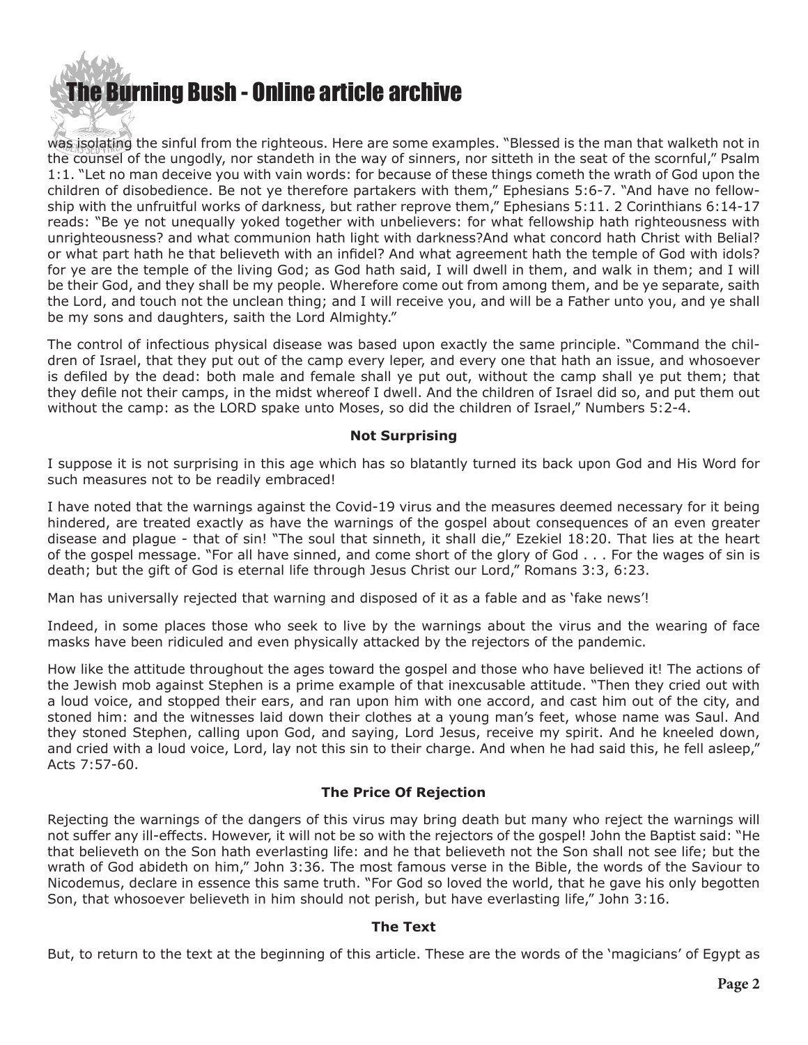was isolating the sinful from the righteous. Here are some examples. "Blessed is the man that walketh not in the counsel of the ungodly, nor standeth in the way of sinners, nor sitteth in the seat of the scornful," Psalm 1:1. "Let no man deceive you with vain words: for because of these things cometh the wrath of God upon the children of disobedience. Be not ye therefore partakers with them," Ephesians 5:6-7. "And have no fellowship with the unfruitful works of darkness, but rather reprove them," Ephesians 5:11. 2 Corinthians 6:14-17 reads: "Be ye not unequally yoked together with unbelievers: for what fellowship hath righteousness with unrighteousness? and what communion hath light with darkness?And what concord hath Christ with Belial? or what part hath he that believeth with an infidel? And what agreement hath the temple of God with idols? for ye are the temple of the living God; as God hath said, I will dwell in them, and walk in them; and I will be their God, and they shall be my people. Wherefore come out from among them, and be ye separate, saith the Lord, and touch not the unclean thing; and I will receive you, and will be a Father unto you, and ye shall be my sons and daughters, saith the Lord Almighty."

The control of infectious physical disease was based upon exactly the same principle. "Command the children of Israel, that they put out of the camp every leper, and every one that hath an issue, and whosoever is defiled by the dead: both male and female shall ye put out, without the camp shall ye put them; that they defile not their camps, in the midst whereof I dwell. And the children of Israel did so, and put them out without the camp: as the LORD spake unto Moses, so did the children of Israel," Numbers 5:2-4.

**Not Surprising**

I suppose it is not surprising in this age which has so blatantly turned its back upon God and His Word for such measures not to be readily embraced!

I have noted that the warnings against the Covid-19 virus and the measures deemed necessary for it being hindered, are treated exactly as have the warnings of the gospel about consequences of an even greater disease and plague - that of sin! "The soul that sinneth, it shall die," Ezekiel 18:20. That lies at the heart of the gospel message. "For all have sinned, and come short of the glory of God . . . For the wages of sin is death; but the gift of God is eternal life through Jesus Christ our Lord," Romans 3:3, 6:23.

Man has universally rejected that warning and disposed of it as a fable and as 'fake news'!

Indeed, in some places those who seek to live by the warnings about the virus and the wearing of face masks have been ridiculed and even physically attacked by the rejectors of the pandemic.

How like the attitude throughout the ages toward the gospel and those who have believed it! The actions of the Jewish mob against Stephen is a prime example of that inexcusable attitude. "Then they cried out with a loud voice, and stopped their ears, and ran upon him with one accord, and cast him out of the city, and stoned him: and the witnesses laid down their clothes at a young man's feet, whose name was Saul. And they stoned Stephen, calling upon God, and saying, Lord Jesus, receive my spirit. And he kneeled down, and cried with a loud voice, Lord, lay not this sin to their charge. And when he had said this, he fell asleep," Acts 7:57-60.

**The Price Of Rejection**

Rejecting the warnings of the dangers of this virus may bring death but many who reject the warnings will not suffer any ill-effects. However, it will not be so with the rejectors of the gospel! John the Baptist said: "He that believeth on the Son hath everlasting life: and he that believeth not the Son shall not see life; but the wrath of God abideth on him," John 3:36. The most famous verse in the Bible, the words of the Saviour to Nicodemus, declare in essence this same truth. "For God so loved the world, that he gave his only begotten Son, that whosoever believeth in him should not perish, but have everlasting life," John 3:16.

**The Text**

But, to return to the text at the beginning of this article. These are the words of the 'magicians' of Egypt as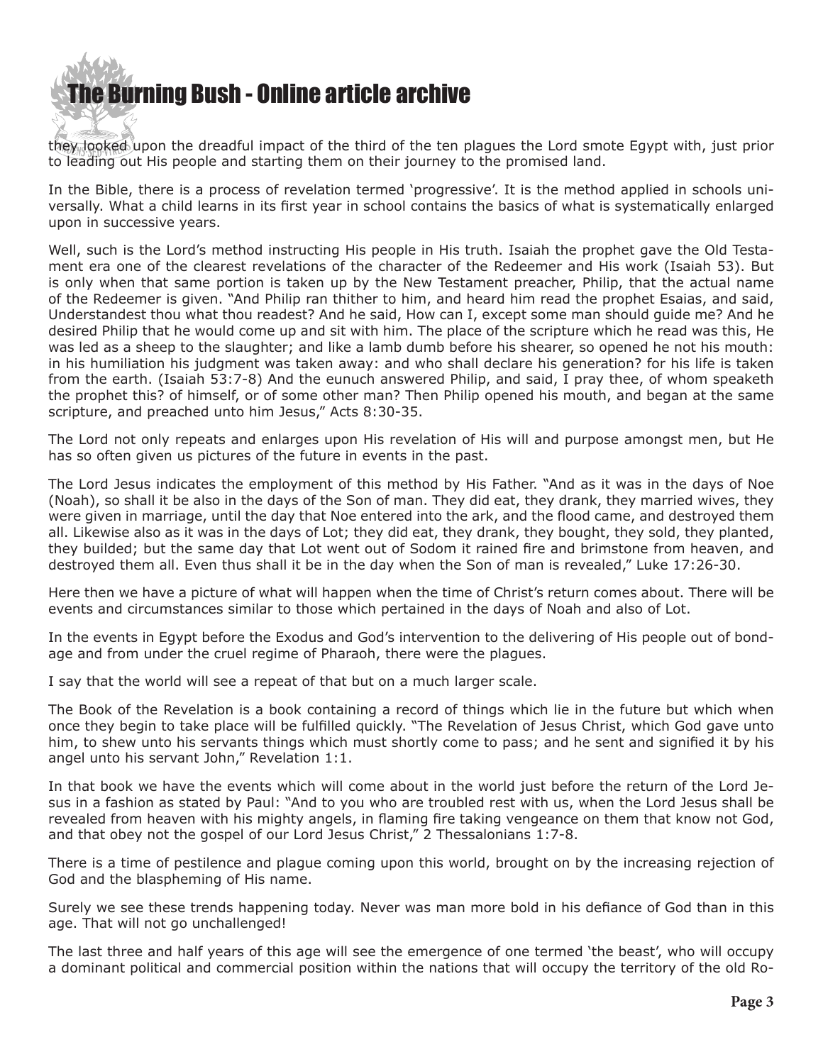they looked upon the dreadful impact of the third of the ten plagues the Lord smote Egypt with, just prior to leading out His people and starting them on their journey to the promised land.

In the Bible, there is a process of revelation termed 'progressive'. It is the method applied in schools universally. What a child learns in its first year in school contains the basics of what is systematically enlarged upon in successive years.

Well, such is the Lord's method instructing His people in His truth. Isaiah the prophet gave the Old Testament era one of the clearest revelations of the character of the Redeemer and His work (Isaiah 53). But is only when that same portion is taken up by the New Testament preacher, Philip, that the actual name of the Redeemer is given. "And Philip ran thither to him, and heard him read the prophet Esaias, and said, Understandest thou what thou readest? And he said, How can I, except some man should guide me? And he desired Philip that he would come up and sit with him. The place of the scripture which he read was this, He was led as a sheep to the slaughter; and like a lamb dumb before his shearer, so opened he not his mouth: in his humiliation his judgment was taken away: and who shall declare his generation? for his life is taken from the earth. (Isaiah 53:7-8) And the eunuch answered Philip, and said, I pray thee, of whom speaketh the prophet this? of himself, or of some other man? Then Philip opened his mouth, and began at the same scripture, and preached unto him Jesus," Acts 8:30-35.

The Lord not only repeats and enlarges upon His revelation of His will and purpose amongst men, but He has so often given us pictures of the future in events in the past.

The Lord Jesus indicates the employment of this method by His Father. "And as it was in the days of Noe (Noah), so shall it be also in the days of the Son of man. They did eat, they drank, they married wives, they were given in marriage, until the day that Noe entered into the ark, and the flood came, and destroyed them all. Likewise also as it was in the days of Lot; they did eat, they drank, they bought, they sold, they planted, they builded; but the same day that Lot went out of Sodom it rained fire and brimstone from heaven, and destroyed them all. Even thus shall it be in the day when the Son of man is revealed," Luke 17:26-30.

Here then we have a picture of what will happen when the time of Christ's return comes about. There will be events and circumstances similar to those which pertained in the days of Noah and also of Lot.

In the events in Egypt before the Exodus and God's intervention to the delivering of His people out of bondage and from under the cruel regime of Pharaoh, there were the plagues.

I say that the world will see a repeat of that but on a much larger scale.

The Book of the Revelation is a book containing a record of things which lie in the future but which when once they begin to take place will be fulfilled quickly. "The Revelation of Jesus Christ, which God gave unto him, to shew unto his servants things which must shortly come to pass; and he sent and signified it by his angel unto his servant John," Revelation 1:1.

In that book we have the events which will come about in the world just before the return of the Lord Jesus in a fashion as stated by Paul: "And to you who are troubled rest with us, when the Lord Jesus shall be revealed from heaven with his mighty angels, in flaming fire taking vengeance on them that know not God, and that obey not the gospel of our Lord Jesus Christ," 2 Thessalonians 1:7-8.

There is a time of pestilence and plague coming upon this world, brought on by the increasing rejection of God and the blaspheming of His name.

Surely we see these trends happening today. Never was man more bold in his defiance of God than in this age. That will not go unchallenged!

The last three and half years of this age will see the emergence of one termed 'the beast', who will occupy a dominant political and commercial position within the nations that will occupy the territory of the old Ro-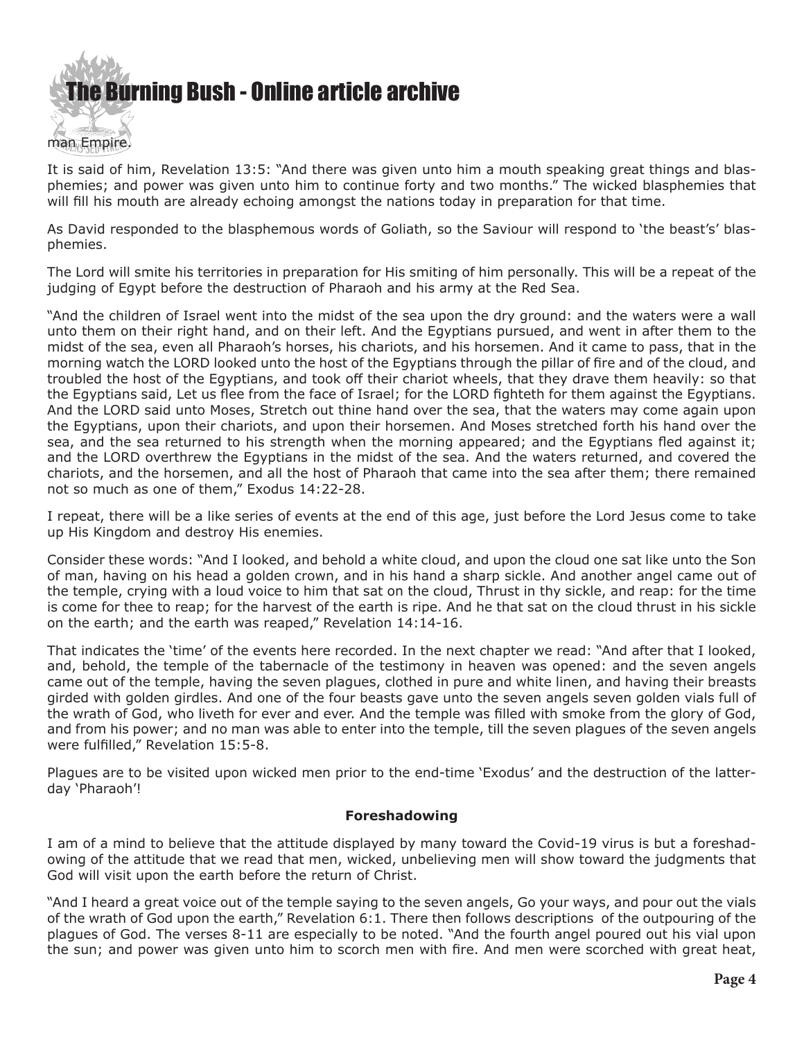man Empire.

It is said of him, Revelation 13:5: "And there was given unto him a mouth speaking great things and blasphemies; and power was given unto him to continue forty and two months." The wicked blasphemies that will fill his mouth are already echoing amongst the nations today in preparation for that time.

As David responded to the blasphemous words of Goliath, so the Saviour will respond to 'the beast's' blasphemies.

The Lord will smite his territories in preparation for His smiting of him personally. This will be a repeat of the judging of Egypt before the destruction of Pharaoh and his army at the Red Sea.

"And the children of Israel went into the midst of the sea upon the dry ground: and the waters were a wall unto them on their right hand, and on their left. And the Egyptians pursued, and went in after them to the midst of the sea, even all Pharaoh's horses, his chariots, and his horsemen. And it came to pass, that in the morning watch the LORD looked unto the host of the Egyptians through the pillar of fire and of the cloud, and troubled the host of the Egyptians, and took off their chariot wheels, that they drave them heavily: so that the Egyptians said, Let us flee from the face of Israel; for the LORD fighteth for them against the Egyptians. And the LORD said unto Moses, Stretch out thine hand over the sea, that the waters may come again upon the Egyptians, upon their chariots, and upon their horsemen. And Moses stretched forth his hand over the sea, and the sea returned to his strength when the morning appeared; and the Egyptians fled against it; and the LORD overthrew the Egyptians in the midst of the sea. And the waters returned, and covered the chariots, and the horsemen, and all the host of Pharaoh that came into the sea after them; there remained not so much as one of them," Exodus 14:22-28.

I repeat, there will be a like series of events at the end of this age, just before the Lord Jesus come to take up His Kingdom and destroy His enemies.

Consider these words: "And I looked, and behold a white cloud, and upon the cloud one sat like unto the Son of man, having on his head a golden crown, and in his hand a sharp sickle. And another angel came out of the temple, crying with a loud voice to him that sat on the cloud, Thrust in thy sickle, and reap: for the time is come for thee to reap; for the harvest of the earth is ripe. And he that sat on the cloud thrust in his sickle on the earth; and the earth was reaped," Revelation 14:14-16.

That indicates the 'time' of the events here recorded. In the next chapter we read: "And after that I looked, and, behold, the temple of the tabernacle of the testimony in heaven was opened: and the seven angels came out of the temple, having the seven plagues, clothed in pure and white linen, and having their breasts girded with golden girdles. And one of the four beasts gave unto the seven angels seven golden vials full of the wrath of God, who liveth for ever and ever. And the temple was filled with smoke from the glory of God, and from his power; and no man was able to enter into the temple, till the seven plagues of the seven angels were fulfilled," Revelation 15:5-8.

Plagues are to be visited upon wicked men prior to the end-time 'Exodus' and the destruction of the latter-day 'Pharaoh'!

**Foreshadowing**

I am of a mind to believe that the attitude displayed by many toward the Covid-19 virus is but a foreshadowing of the attitude that we read that men, wicked, unbelieving men will show toward the judgments that God will visit upon the earth before the return of Christ.

"And I heard a great voice out of the temple saying to the seven angels, Go your ways, and pour out the vials of the wrath of God upon the earth," Revelation 6:1. There then follows descriptions of the outpouring of the plagues of God. The verses 8-11 are especially to be noted. "And the fourth angel poured out his vial upon the sun; and power was given unto him to scorch men with fire. And men were scorched with great heat,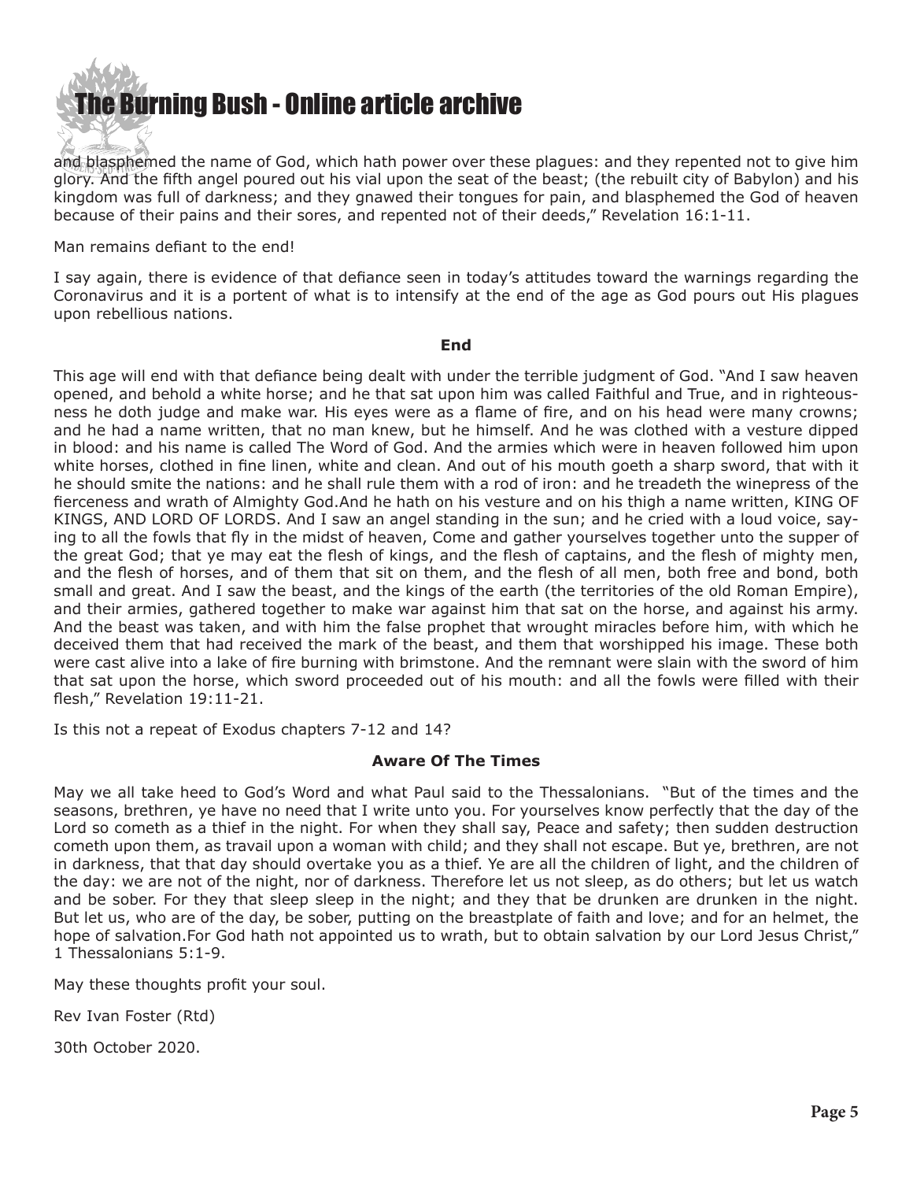and blasphemed the name of God, which hath power over these plagues: and they repented not to give him glory. And the fifth angel poured out his vial upon the seat of the beast; (the rebuilt city of Babylon) and his kingdom was full of darkness; and they gnawed their tongues for pain, and blasphemed the God of heaven because of their pains and their sores, and repented not of their deeds," Revelation 16:1-11.

Man remains defiant to the end!

I say again, there is evidence of that defiance seen in today's attitudes toward the warnings regarding the Coronavirus and it is a portent of what is to intensify at the end of the age as God pours out His plagues upon rebellious nations.

**End**

This age will end with that defiance being dealt with under the terrible judgment of God. "And I saw heaven opened, and behold a white horse; and he that sat upon him was called Faithful and True, and in righteousness he doth judge and make war. His eyes were as a flame of fire, and on his head were many crowns; and he had a name written, that no man knew, but he himself. And he was clothed with a vesture dipped in blood: and his name is called The Word of God. And the armies which were in heaven followed him upon white horses, clothed in fine linen, white and clean. And out of his mouth goeth a sharp sword, that with it he should smite the nations: and he shall rule them with a rod of iron: and he treadeth the winepress of the fierceness and wrath of Almighty God.And he hath on his vesture and on his thigh a name written, KING OF KINGS, AND LORD OF LORDS. And I saw an angel standing in the sun; and he cried with a loud voice, saying to all the fowls that fly in the midst of heaven, Come and gather yourselves together unto the supper of the great God; that ye may eat the flesh of kings, and the flesh of captains, and the flesh of mighty men, and the flesh of horses, and of them that sit on them, and the flesh of all men, both free and bond, both small and great. And I saw the beast, and the kings of the earth (the territories of the old Roman Empire), and their armies, gathered together to make war against him that sat on the horse, and against his army. And the beast was taken, and with him the false prophet that wrought miracles before him, with which he deceived them that had received the mark of the beast, and them that worshipped his image. These both were cast alive into a lake of fire burning with brimstone. And the remnant were slain with the sword of him that sat upon the horse, which sword proceeded out of his mouth: and all the fowls were filled with their flesh," Revelation 19:11-21.

Is this not a repeat of Exodus chapters 7-12 and 14?

**Aware Of The Times**

May we all take heed to God's Word and what Paul said to the Thessalonians. "But of the times and the seasons, brethren, ye have no need that I write unto you. For yourselves know perfectly that the day of the Lord so cometh as a thief in the night. For when they shall say, Peace and safety; then sudden destruction cometh upon them, as travail upon a woman with child; and they shall not escape. But ye, brethren, are not in darkness, that that day should overtake you as a thief. Ye are all the children of light, and the children of the day: we are not of the night, nor of darkness. Therefore let us not sleep, as do others; but let us watch and be sober. For they that sleep sleep in the night; and they that be drunken are drunken in the night. But let us, who are of the day, be sober, putting on the breastplate of faith and love; and for an helmet, the hope of salvation.For God hath not appointed us to wrath, but to obtain salvation by our Lord Jesus Christ," 1 Thessalonians 5:1-9.

May these thoughts profit your soul.

Rev Ivan Foster (Rtd)

30th October 2020.